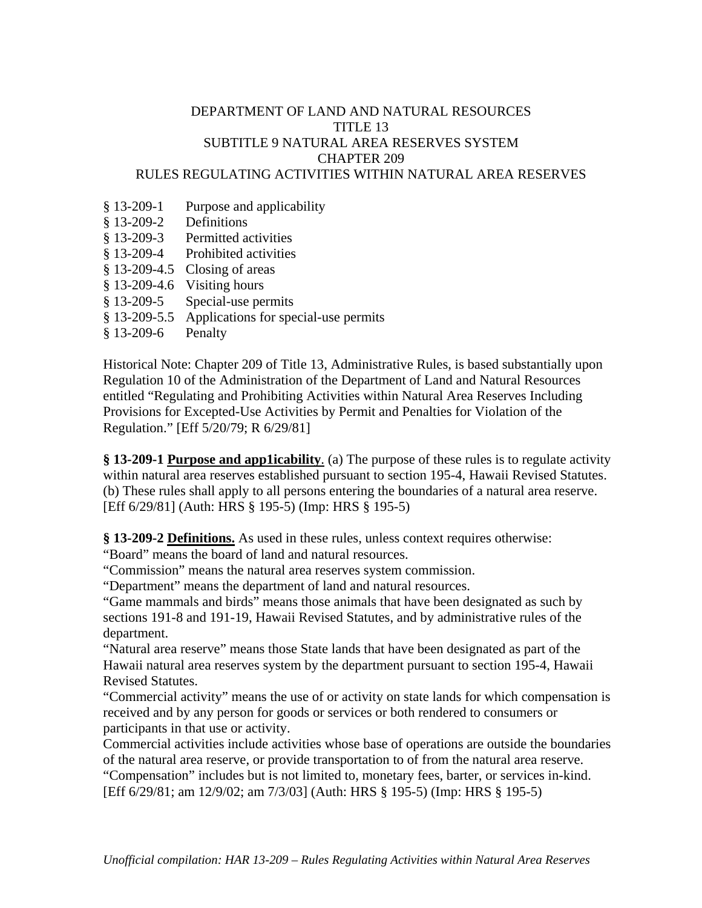# DEPARTMENT OF LAND AND NATURAL RESOURCES
## TITLE 13
## SUBTITLE 9 NATURAL AREA RESERVES SYSTEM
## CHAPTER 209
## RULES REGULATING ACTIVITIES WITHIN NATURAL AREA RESERVES

§ 13-209-1 Purpose and applicability
§ 13-209-2 Definitions
§ 13-209-3 Permitted activities
§ 13-209-4 Prohibited activities
§ 13-209-4.5 Closing of areas
§ 13-209-4.6 Visiting hours
§ 13-209-5 Special-use permits
§ 13-209-5.5 Applications for special-use permits
§ 13-209-6 Penalty

Historical Note: Chapter 209 of Title 13, Administrative Rules, is based substantially upon Regulation 10 of the Administration of the Department of Land and Natural Resources entitled "Regulating and Prohibiting Activities within Natural Area Reserves Including Provisions for Excepted-Use Activities by Permit and Penalties for Violation of the Regulation." [Eff 5/20/79; R 6/29/81]

**§ 13-209-1 Purpose and app1icability**. (a) The purpose of these rules is to regulate activity within natural area reserves established pursuant to section 195-4, Hawaii Revised Statutes. (b) These rules shall apply to all persons entering the boundaries of a natural area reserve. [Eff 6/29/81] (Auth: HRS § 195-5) (Imp: HRS § 195-5)

**§ 13-209-2 Definitions.** As used in these rules, unless context requires otherwise:
"Board" means the board of land and natural resources.
"Commission" means the natural area reserves system commission.
"Department" means the department of land and natural resources.
"Game mammals and birds" means those animals that have been designated as such by sections 191-8 and 191-19, Hawaii Revised Statutes, and by administrative rules of the department.
"Natural area reserve" means those State lands that have been designated as part of the Hawaii natural area reserves system by the department pursuant to section 195-4, Hawaii Revised Statutes.
"Commercial activity" means the use of or activity on state lands for which compensation is received and by any person for goods or services or both rendered to consumers or participants in that use or activity.
Commercial activities include activities whose base of operations are outside the boundaries of the natural area reserve, or provide transportation to of from the natural area reserve.
"Compensation" includes but is not limited to, monetary fees, barter, or services in-kind.
[Eff 6/29/81; am 12/9/02; am 7/3/03] (Auth: HRS § 195-5) (Imp: HRS § 195-5)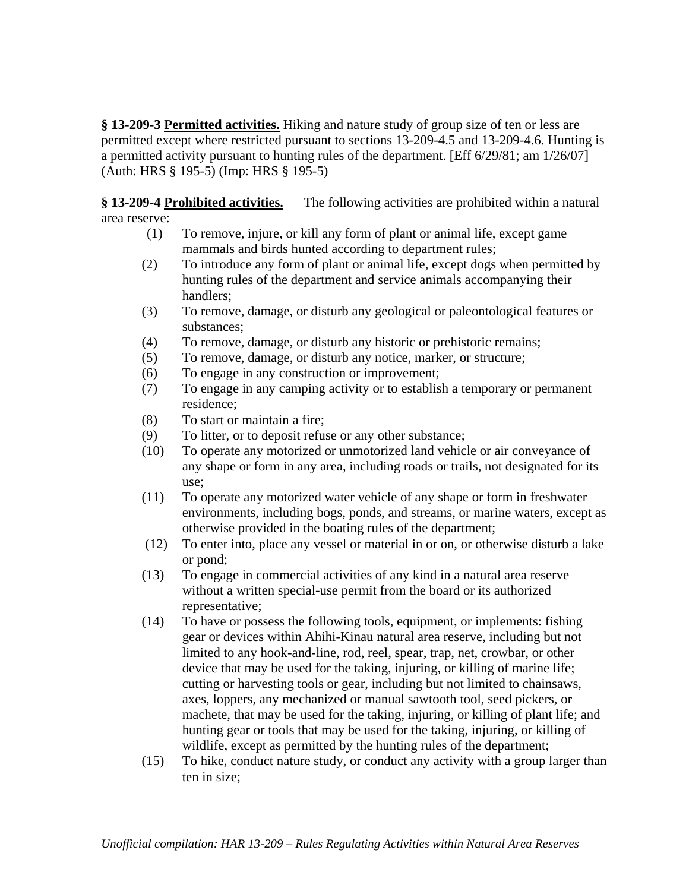**§ 13-209-3 Permitted activities.** Hiking and nature study of group size of ten or less are permitted except where restricted pursuant to sections 13-209-4.5 and 13-209-4.6. Hunting is a permitted activity pursuant to hunting rules of the department. [Eff 6/29/81; am 1/26/07] (Auth: HRS § 195-5) (Imp: HRS § 195-5)

**§ 13-209-4 Prohibited activities.** The following activities are prohibited within a natural area reserve:

(1) To remove, injure, or kill any form of plant or animal life, except game mammals and birds hunted according to department rules;

(2) To introduce any form of plant or animal life, except dogs when permitted by hunting rules of the department and service animals accompanying their handlers;

(3) To remove, damage, or disturb any geological or paleontological features or substances;

(4) To remove, damage, or disturb any historic or prehistoric remains;

(5) To remove, damage, or disturb any notice, marker, or structure;

(6) To engage in any construction or improvement;

(7) To engage in any camping activity or to establish a temporary or permanent residence;

(8) To start or maintain a fire;

(9) To litter, or to deposit refuse or any other substance;

(10) To operate any motorized or unmotorized land vehicle or air conveyance of any shape or form in any area, including roads or trails, not designated for its use;

(11) To operate any motorized water vehicle of any shape or form in freshwater environments, including bogs, ponds, and streams, or marine waters, except as otherwise provided in the boating rules of the department;

(12) To enter into, place any vessel or material in or on, or otherwise disturb a lake or pond;

(13) To engage in commercial activities of any kind in a natural area reserve without a written special-use permit from the board or its authorized representative;

(14) To have or possess the following tools, equipment, or implements: fishing gear or devices within Ahihi-Kinau natural area reserve, including but not limited to any hook-and-line, rod, reel, spear, trap, net, crowbar, or other device that may be used for the taking, injuring, or killing of marine life; cutting or harvesting tools or gear, including but not limited to chainsaws, axes, loppers, any mechanized or manual sawtooth tool, seed pickers, or machete, that may be used for the taking, injuring, or killing of plant life; and hunting gear or tools that may be used for the taking, injuring, or killing of wildlife, except as permitted by the hunting rules of the department;

(15) To hike, conduct nature study, or conduct any activity with a group larger than ten in size;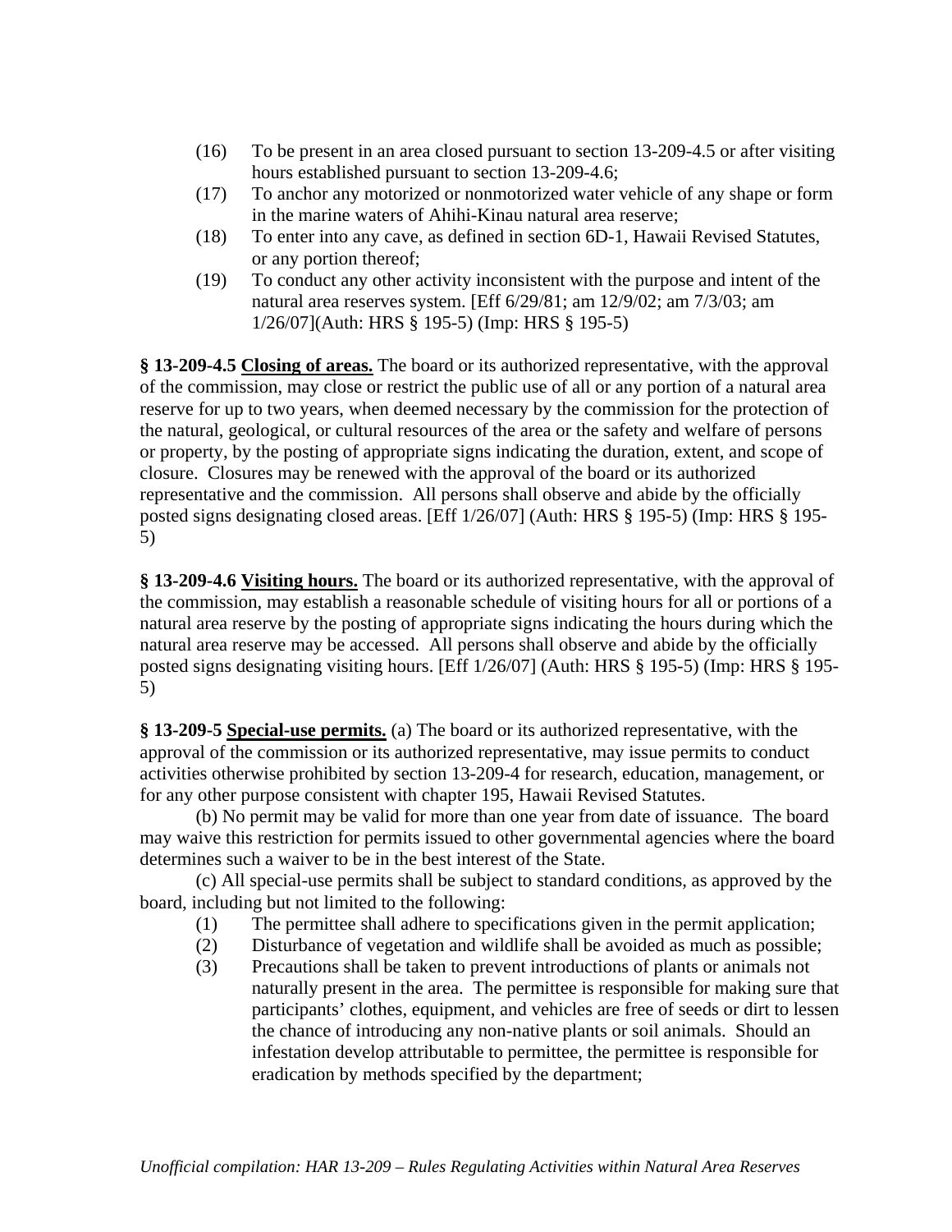(16) To be present in an area closed pursuant to section 13-209-4.5 or after visiting hours established pursuant to section 13-209-4.6;

(17) To anchor any motorized or nonmotorized water vehicle of any shape or form in the marine waters of Ahihi-Kinau natural area reserve;

(18) To enter into any cave, as defined in section 6D-1, Hawaii Revised Statutes, or any portion thereof;

(19) To conduct any other activity inconsistent with the purpose and intent of the natural area reserves system. [Eff 6/29/81; am 12/9/02; am 7/3/03; am 1/26/07](Auth: HRS § 195-5) (Imp: HRS § 195-5)

**§ 13-209-4.5 Closing of areas.** The board or its authorized representative, with the approval of the commission, may close or restrict the public use of all or any portion of a natural area reserve for up to two years, when deemed necessary by the commission for the protection of the natural, geological, or cultural resources of the area or the safety and welfare of persons or property, by the posting of appropriate signs indicating the duration, extent, and scope of closure. Closures may be renewed with the approval of the board or its authorized representative and the commission. All persons shall observe and abide by the officially posted signs designating closed areas. [Eff 1/26/07] (Auth: HRS § 195-5) (Imp: HRS § 195-5)

**§ 13-209-4.6 Visiting hours.** The board or its authorized representative, with the approval of the commission, may establish a reasonable schedule of visiting hours for all or portions of a natural area reserve by the posting of appropriate signs indicating the hours during which the natural area reserve may be accessed. All persons shall observe and abide by the officially posted signs designating visiting hours. [Eff 1/26/07] (Auth: HRS § 195-5) (Imp: HRS § 195-5)

**§ 13-209-5 Special-use permits.** (a) The board or its authorized representative, with the approval of the commission or its authorized representative, may issue permits to conduct activities otherwise prohibited by section 13-209-4 for research, education, management, or for any other purpose consistent with chapter 195, Hawaii Revised Statutes.

(b) No permit may be valid for more than one year from date of issuance. The board may waive this restriction for permits issued to other governmental agencies where the board determines such a waiver to be in the best interest of the State.

(c) All special-use permits shall be subject to standard conditions, as approved by the board, including but not limited to the following:

(1) The permittee shall adhere to specifications given in the permit application;

(2) Disturbance of vegetation and wildlife shall be avoided as much as possible;

(3) Precautions shall be taken to prevent introductions of plants or animals not naturally present in the area. The permittee is responsible for making sure that participants' clothes, equipment, and vehicles are free of seeds or dirt to lessen the chance of introducing any non-native plants or soil animals. Should an infestation develop attributable to permittee, the permittee is responsible for eradication by methods specified by the department;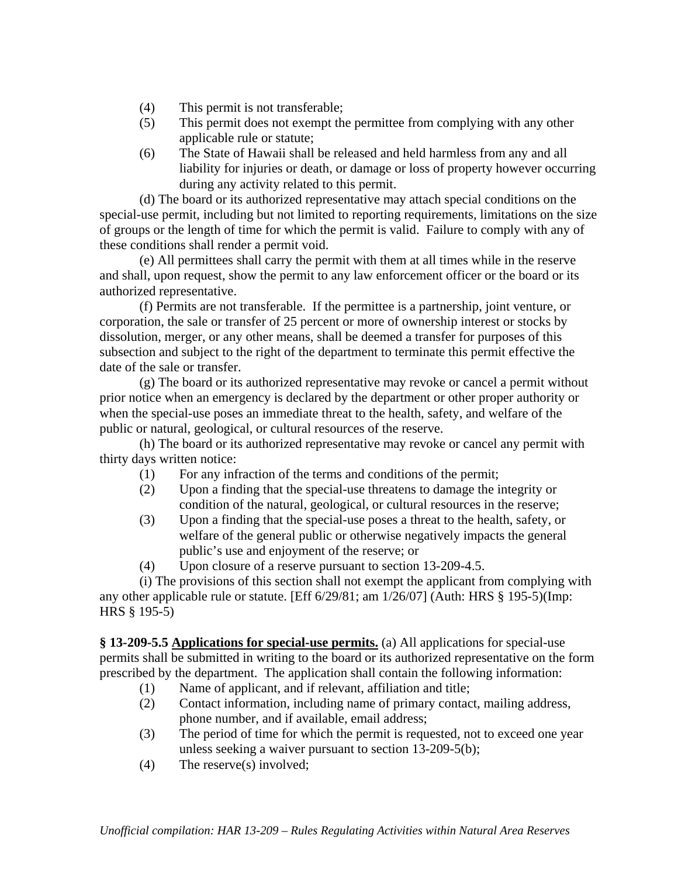(4) This permit is not transferable;
(5) This permit does not exempt the permittee from complying with any other applicable rule or statute;
(6) The State of Hawaii shall be released and held harmless from any and all liability for injuries or death, or damage or loss of property however occurring during any activity related to this permit.

(d) The board or its authorized representative may attach special conditions on the special-use permit, including but not limited to reporting requirements, limitations on the size of groups or the length of time for which the permit is valid. Failure to comply with any of these conditions shall render a permit void.

(e) All permittees shall carry the permit with them at all times while in the reserve and shall, upon request, show the permit to any law enforcement officer or the board or its authorized representative.

(f) Permits are not transferable. If the permittee is a partnership, joint venture, or corporation, the sale or transfer of 25 percent or more of ownership interest or stocks by dissolution, merger, or any other means, shall be deemed a transfer for purposes of this subsection and subject to the right of the department to terminate this permit effective the date of the sale or transfer.

(g) The board or its authorized representative may revoke or cancel a permit without prior notice when an emergency is declared by the department or other proper authority or when the special-use poses an immediate threat to the health, safety, and welfare of the public or natural, geological, or cultural resources of the reserve.

(h) The board or its authorized representative may revoke or cancel any permit with thirty days written notice:

(1) For any infraction of the terms and conditions of the permit;
(2) Upon a finding that the special-use threatens to damage the integrity or condition of the natural, geological, or cultural resources in the reserve;
(3) Upon a finding that the special-use poses a threat to the health, safety, or welfare of the general public or otherwise negatively impacts the general public's use and enjoyment of the reserve; or
(4) Upon closure of a reserve pursuant to section 13-209-4.5.

(i) The provisions of this section shall not exempt the applicant from complying with any other applicable rule or statute. [Eff 6/29/81; am 1/26/07] (Auth: HRS § 195-5)(Imp: HRS § 195-5)

**§ 13-209-5.5 <u>Applications for special-use permits.</u>** (a) All applications for special-use permits shall be submitted in writing to the board or its authorized representative on the form prescribed by the department. The application shall contain the following information:

(1) Name of applicant, and if relevant, affiliation and title;
(2) Contact information, including name of primary contact, mailing address, phone number, and if available, email address;
(3) The period of time for which the permit is requested, not to exceed one year unless seeking a waiver pursuant to section 13-209-5(b);
(4) The reserve(s) involved;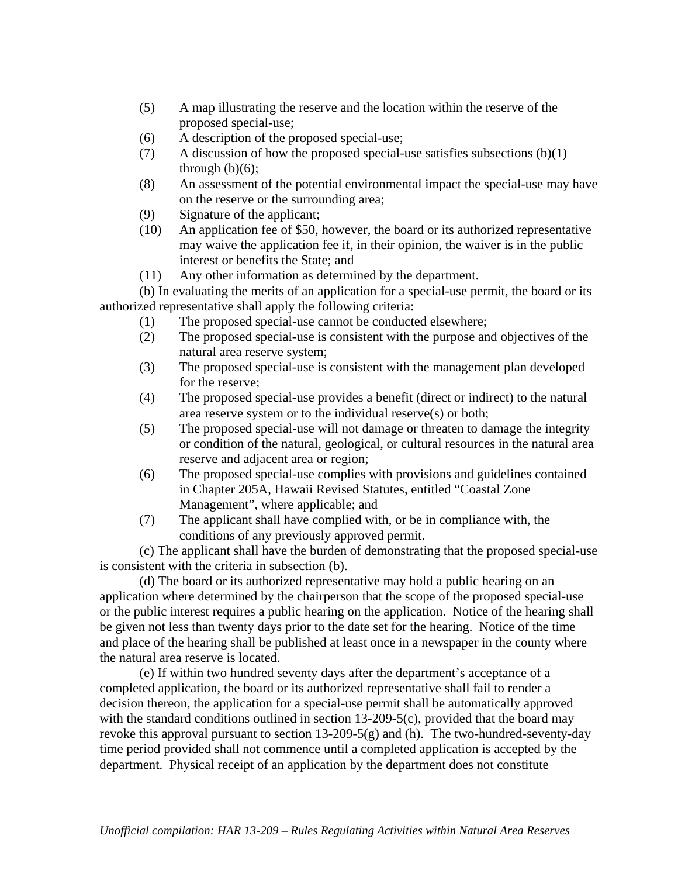(5) A map illustrating the reserve and the location within the reserve of the proposed special-use;

(6) A description of the proposed special-use;

(7) A discussion of how the proposed special-use satisfies subsections (b)(1) through (b)(6);

(8) An assessment of the potential environmental impact the special-use may have on the reserve or the surrounding area;

(9) Signature of the applicant;

(10) An application fee of $50, however, the board or its authorized representative may waive the application fee if, in their opinion, the waiver is in the public interest or benefits the State; and

(11) Any other information as determined by the department.

(b) In evaluating the merits of an application for a special-use permit, the board or its authorized representative shall apply the following criteria:

(1) The proposed special-use cannot be conducted elsewhere;

(2) The proposed special-use is consistent with the purpose and objectives of the natural area reserve system;

(3) The proposed special-use is consistent with the management plan developed for the reserve;

(4) The proposed special-use provides a benefit (direct or indirect) to the natural area reserve system or to the individual reserve(s) or both;

(5) The proposed special-use will not damage or threaten to damage the integrity or condition of the natural, geological, or cultural resources in the natural area reserve and adjacent area or region;

(6) The proposed special-use complies with provisions and guidelines contained in Chapter 205A, Hawaii Revised Statutes, entitled "Coastal Zone Management", where applicable; and

(7) The applicant shall have complied with, or be in compliance with, the conditions of any previously approved permit.

(c) The applicant shall have the burden of demonstrating that the proposed special-use is consistent with the criteria in subsection (b).

(d) The board or its authorized representative may hold a public hearing on an application where determined by the chairperson that the scope of the proposed special-use or the public interest requires a public hearing on the application. Notice of the hearing shall be given not less than twenty days prior to the date set for the hearing. Notice of the time and place of the hearing shall be published at least once in a newspaper in the county where the natural area reserve is located.

(e) If within two hundred seventy days after the department's acceptance of a completed application, the board or its authorized representative shall fail to render a decision thereon, the application for a special-use permit shall be automatically approved with the standard conditions outlined in section 13-209-5(c), provided that the board may revoke this approval pursuant to section 13-209-5(g) and (h). The two-hundred-seventy-day time period provided shall not commence until a completed application is accepted by the department. Physical receipt of an application by the department does not constitute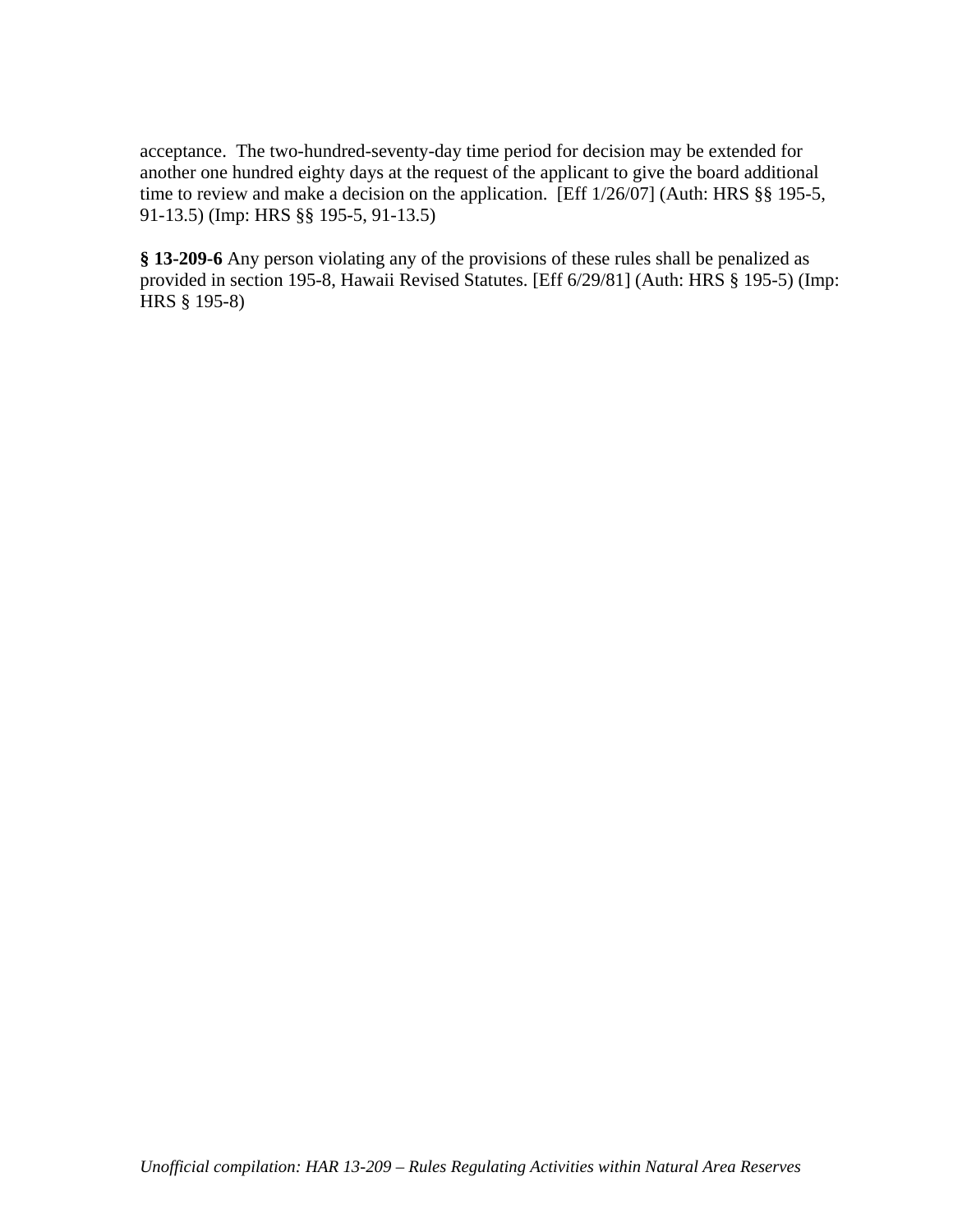acceptance. The two-hundred-seventy-day time period for decision may be extended for another one hundred eighty days at the request of the applicant to give the board additional time to review and make a decision on the application. [Eff 1/26/07] (Auth: HRS §§ 195-5, 91-13.5) (Imp: HRS §§ 195-5, 91-13.5)

**§ 13-209-6** Any person violating any of the provisions of these rules shall be penalized as provided in section 195-8, Hawaii Revised Statutes. [Eff 6/29/81] (Auth: HRS § 195-5) (Imp: HRS § 195-8)